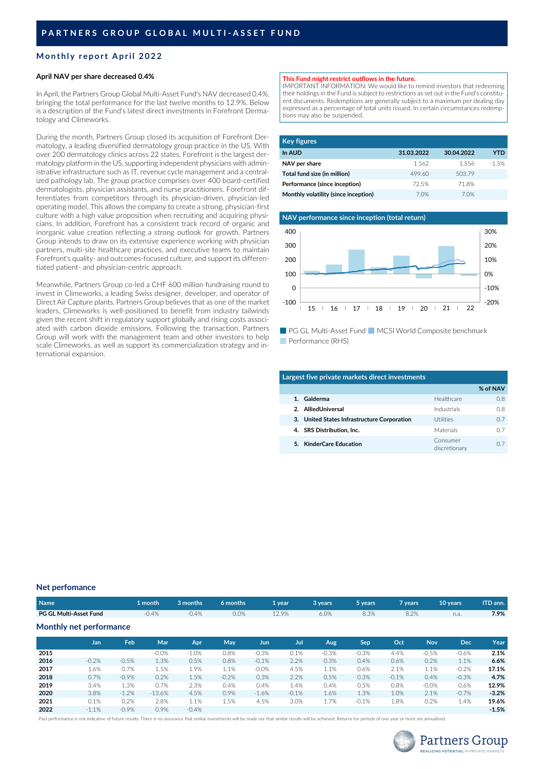# PARTNERS GROUP GLOBAL MULTI-ASSET FUND

## Monthly report April 2022

**April NAV per share decreased 0.4%**

In April, the Partners Group Global Multi-Asset Fund's NAV decreased 0.4%, bringing the total performance for the last twelve months to 12.9%. Below is a description of the Fund's latest direct investments in Forefront Dermatology and Climeworks.

During the month, Partners Group closed its acquisition of Forefront Dermatology, a leading diversified dermatology group practice in the US. With over 200 dermatology clinics across 22 states, Forefront is the largest dermatology platform in the US, supporting independent physicians with administrative infrastructure such as IT, revenue cycle management and a centralized pathology lab. The group practice comprises over 400 board-certified dermatologists, physician assistants, and nurse practitioners. Forefront differentiates from competitors through its physician-driven, physician-led operating model. This allows the company to create a strong, physician-first culture with a high value proposition when recruiting and acquiring physicians. In addition, Forefront has a consistent track record of organic and inorganic value creation reflecting a strong outlook for growth. Partners Group intends to draw on its extensive experience working with physician partners, multi-site healthcare practices, and executive teams to maintain Forefront's quality- and outcomes-focused culture, and support its differentiated patient- and physician-centric approach.

Meanwhile, Partners Group co-led a CHF 600 million fundraising round to invest in Climeworks, a leading Swiss designer, developer, and operator of Direct Air Capture plants. Partners Group believes that as one of the market leaders, Climeworks is well-positioned to benefit from industry tailwinds given the recent shift in regulatory support globally and rising costs associated with carbon dioxide emissions. Following the transaction, Partners Group will work with the management team and other investors to help scale Climeworks, as well as support its commercialization strategy and international expansion.

**This Fund might restrict outflows in the future.**
IMPORTANT INFORMATION: We would like to remind investors that redeeming their holdings in the Fund is subject to restrictions as set out in the Fund's constituent documents. Redemptions are generally subject to a maximum per dealing day expressed as a percentage of total units issued. In certain circumstances redemptions may also be suspended.

### Key figures

| In AUD | 31.03.2022 | 30.04.2022 | YTD |
|---|---|---|---|
| NAV per share | 1.562 | 1.556 | -1.5% |
| Total fund size (in million) | 499.60 | 503.79 | |
| Performance (since inception) | 72.5% | 71.8% | |
| Monthly volatility (since inception) | 7.0% | 7.0% | |

### NAV performance since inception (total return)

PG GL Multi-Asset Fund, MCSI World Composite benchmark, Performance (RHS)

### Largest five private markets direct investments

| | | | % of NAV |
|---|---|---|---|
| 1. | Galderma | Healthcare | 0.8 |
| 2. | AlliedUniversal | Industrials | 0.8 |
| 3. | United States Infrastructure Corporation | Utilities | 0.7 |
| 4. | SRS Distribution, Inc. | Materials | 0.7 |
| 5. | KinderCare Education | Consumer discretionary | 0.7 |

### Net perfomance

| Name | 1 month | 3 months | 6 months | 1 year | 3 years | 5 years | 7 years | 10 years | ITD ann. |
|---|---|---|---|---|---|---|---|---|---|
| PG GL Multi-Asset Fund | -0.4% | -0.4% | 0.0% | 12.9% | 6.0% | 8.3% | 8.2% | n.a. | **7.9%** |

### Monthly net performance

| | Jan | Feb | Mar | Apr | May | Jun | Jul | Aug | Sep | Oct | Nov | Dec | Year |
|---|---|---|---|---|---|---|---|---|---|---|---|---|---|
| 2015 | | | -0.0% | -1.0% | 0.8% | -0.3% | 0.1% | -0.3% | -0.3% | 4.4% | -0.5% | -0.6% | **2.1%** |
| 2016 | -0.2% | -0.5% | 1.3% | 0.5% | 0.8% | -0.1% | 2.2% | 0.3% | 0.4% | 0.6% | 0.2% | 1.1% | **6.6%** |
| 2017 | 1.6% | 0.7% | 1.5% | 1.9% | 1.1% | -0.0% | 4.5% | 1.1% | 0.6% | 2.1% | 1.1% | -0.2% | **17.1%** |
| 2018 | 0.7% | -0.9% | 0.2% | 1.5% | -0.2% | 0.3% | 2.2% | 0.5% | 0.3% | -0.1% | 0.4% | -0.3% | **4.7%** |
| 2019 | 3.4% | 1.3% | 0.7% | 2.3% | 0.4% | 0.4% | 1.4% | 0.4% | 0.5% | 0.8% | -0.0% | 0.6% | **12.9%** |
| 2020 | 3.8% | -1.2% | -13.6% | 4.5% | 0.9% | -1.6% | -0.1% | 1.6% | 1.3% | 1.0% | 2.1% | -0.7% | **-3.2%** |
| 2021 | 0.1% | 0.2% | 2.8% | 1.1% | 1.5% | 4.5% | 3.0% | 1.7% | -0.1% | 1.8% | 0.2% | 1.4% | **19.6%** |
| 2022 | -1.1% | -0.9% | 0.9% | -0.4% | | | | | | | | | **-1.5%** |

Past performance is not indicative of future results. There is no assurance that similar investments will be made nor that similar results will be achieved. Returns for periods of one year or more are annualised.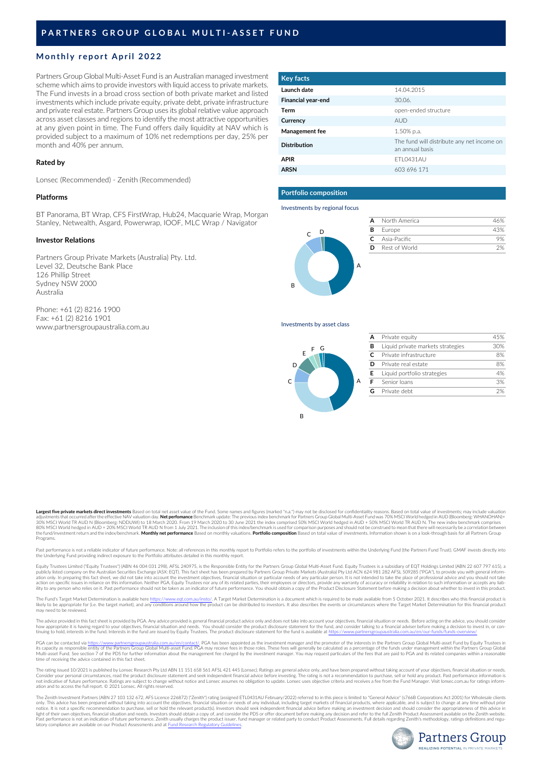# PARTNERS GROUP GLOBAL MULTI-ASSET FUND

## Monthly report April 2022

Partners Group Global Multi-Asset Fund is an Australian managed investment scheme which aims to provide investors with liquid access to private markets. The Fund invests in a broad cross section of both private market and listed investments which include private equity, private debt, private infrastructure and private real estate. Partners Group uses its global relative value approach across asset classes and regions to identify the most attractive opportunities at any given point in time. The Fund offers daily liquidity at NAV which is provided subject to a maximum of 10% net redemptions per day, 25% per month and 40% per annum.

### Rated by

Lonsec (Recommended) - Zenith (Recommended)

### Platforms

BT Panorama, BT Wrap, CFS FirstWrap, Hub24, Macquarie Wrap, Morgan Stanley, Netwealth, Asgard, Powerwrap, IOOF, MLC Wrap / Navigator

### Investor Relations

Partners Group Private Markets (Australia) Pty. Ltd.
Level 32, Deutsche Bank Place
126 Phillip Street
Sydney NSW 2000
Australia

Phone: +61 (2) 8216 1900
Fax: +61 (2) 8216 1901
www.partnersgroupaustralia.com.au

### Key facts

| | |
|---|---|
| **Launch date** | 14.04.2015 |
| **Financial year-end** | 30.06. |
| **Term** | open-ended structure |
| **Currency** | AUD |
| **Management fee** | 1.50% p.a. |
| **Distribution** | The fund will distribute any net income on an annual basis |
| **APIR** | ETL0431AU |
| **ARSN** | 603 696 171 |

### Portfolio composition

Investments by regional focus

| | | |
|---|---|---|
| **A** | North America | 46% |
| **B** | Europe | 43% |
| **C** | Asia-Pacific | 9% |
| **D** | Rest of World | 2% |

Investments by asset class

| | | |
|---|---|---|
| **A** | Private equity | 45% |
| **B** | Liquid private markets strategies | 30% |
| **C** | Private infrastructure | 8% |
| **D** | Private real estate | 8% |
| **E** | Liquid portfolio strategies | 4% |
| **F** | Senior loans | 3% |
| **G** | Private debt | 2% |

**Largest five private markets direct investments** Based on total net asset value of the Fund. Some names and figures (marked "n.a.") may not be disclosed for confidentiality reasons. Based on total value of investments; may include valuation adjustments that occurred after the effective NAV valuation day. **Net perfomance** Benchmark update: The previous index benchmark for Partners Group Global Multi-Asset Fund was 70% MSCI World hedged in AUD (Bloomberg: WHANOHAN)+ 30% MSCI World TR AUD N (Bloomberg: NDDUWI) to 18 March 2020. From 19 March 2020 to 30 June 2021 the index comprised 50% MSCI World hedged in AUD + 50% MSCI World TR AUD N. The new index benchmark comprises 80% MSCI World hedged in AUD + 20% MSCI World TR AUD N from 1 July 2021. The inclusion of this index/benchmark is used for comparison purposes and should not be construed to mean that there will necessarily be a correlation between the fund/investment return and the index/benchmark. **Monthly net performance** Based on monthly valuations. **Portfolio composition** Based on total value of investments. Information shown is on a look-through basis for all Partners Group Programs.

Past performance is not a reliable indicator of future performance. Note: all references in this monthly report to Portfolio refers to the portfolio of investments within the Underlying Fund (the Partners Fund Trust). GMAF invests directly into the Underlying Fund providing indirect exposure to the Portfolio attributes detailed in this monthly report.

Equity Trustees Limited ("Equity Trustees") (ABN 46 004 031 298), AFSL 240975, is the Responsible Entity for the Partners Group Global Multi-Asset Fund. Equity Trustees is a subsidiary of EQT Holdings Limited (ABN 22 607 797 615), a publicly listed company on the Australian Securities Exchange (ASX: EQT). This fact sheet has been prepared by Partners Group Private Markets (Australia) Pty Ltd ACN 624 981 282 AFSL 509285 ("PGA"), to provide you with general information only. In preparing this fact sheet, we did not take into account the investment objectives, financial situation or particular needs of any particular person. It is not intended to take the place of professional advice and you should not take action on specific issues in reliance on this information. Neither PGA, Equity Trustees nor any of its related parties, their employees or directors, provide any warranty of accuracy or reliability in relation to such information or accepts any liability to any person who relies on it. Past performance should not be taken as an indicator of future performance. You should obtain a copy of the Product Disclosure Statement before making a decision about whether to invest in this product.

The Fund's Target Market Determination is available here https://www.eqt.com.au/insto/. A Target Market Determination is a document which is required to be made available from 5 October 2021. It describes who this financial product is likely to be appropriate for (i.e. the target market), and any conditions around how the product can be distributed to investors. It also describes the events or circumstances where the Target Market Determination for this financial product may need to be reviewed.

The advice provided in this fact sheet is provided by PGA. Any advice provided is general financial product advice only and does not take into account your objectives, financial situation or needs. Before acting on the advice, you should consider how appropriate it is having regard to your objectives, financial situation and needs. You should consider the product disclosure statement for the fund, and consider talking to a financial adviser before making a decision to invest in, or continuing to hold, interests in the fund. Interests in the fund are issued by Equity Trustees. The product disclosure statement for the fund is available at https://www.partnersgroupaustralia.com.au/en/our-funds/funds-overview/

PGA can be contacted via https://www.partnersgroupaustralia.com.au/en/contact/. PGA has been appointed as the investment manager and the promoter of the interests in the Partners Group Global Multi-asset Fund by Equity Trustees in its capacity as responsible entity of the Partners Group Global Multi-asset Fund. PGA may receive fees in those roles. These fees will generally be calculated as a percentage of the funds under management within the Partners Group Global Multi-asset Fund. See section 7 of the PDS for further information about the management fee charged by the investment manager. You may request particulars of the fees that are paid to PGA and its related companies within a reasonable time of receiving the advice contained in this fact sheet.

The rating issued 10/2021 is published by Lonsec Research Pty Ltd ABN 11 151 658 561 AFSL 421 445 (Lonsec). Ratings are general advice only, and have been prepared without taking account of your objectives, financial situation or needs. Consider your personal circumstances, read the product disclosure statement and seek independent financial advice before investing. The rating is not a recommendation to purchase, sell or hold any product. Past performance information is not indicative of future performance. Ratings are subject to change without notice and Lonsec assumes no obligation to update. Lonsec uses objective criteria and receives a fee from the Fund Manager. Visit lonsec.com.au for ratings information and to access the full report. © 2021 Lonsec. All rights reserved.

The Zenith Investment Partners (ABN 27 103 132 672, AFS Licence 226872) ("Zenith") rating (assigned ETL0431AU February/2022) referred to in this piece is limited to "General Advice" (s766B Corporations Act 2001) for Wholesale clients only. This advice has been prepared without taking into account the objectives, financial situation or needs of any individual, including target markets of financial products, where applicable, and is subject to change at any time without prior notice. It is not a specific recommendation to purchase, sell or hold the relevant product(s). Investors should seek independent financial advice before making an investment decision and should consider the appropriateness of this advice in light of their own objectives, financial situation and needs. Investors should obtain a copy of, and consider the PDS or offer document before making any decision and refer to the full Zenith Product Assessment available on the Zenith website. Past performance is not an indication of future performance. Zenith usually charges the product issuer, fund manager or related party to conduct Product Assessments. Full details regarding Zenith's methodology, ratings definitions and regulatory compliance are available on our Product Assessments and at Fund Research Regulatory Guidelines.